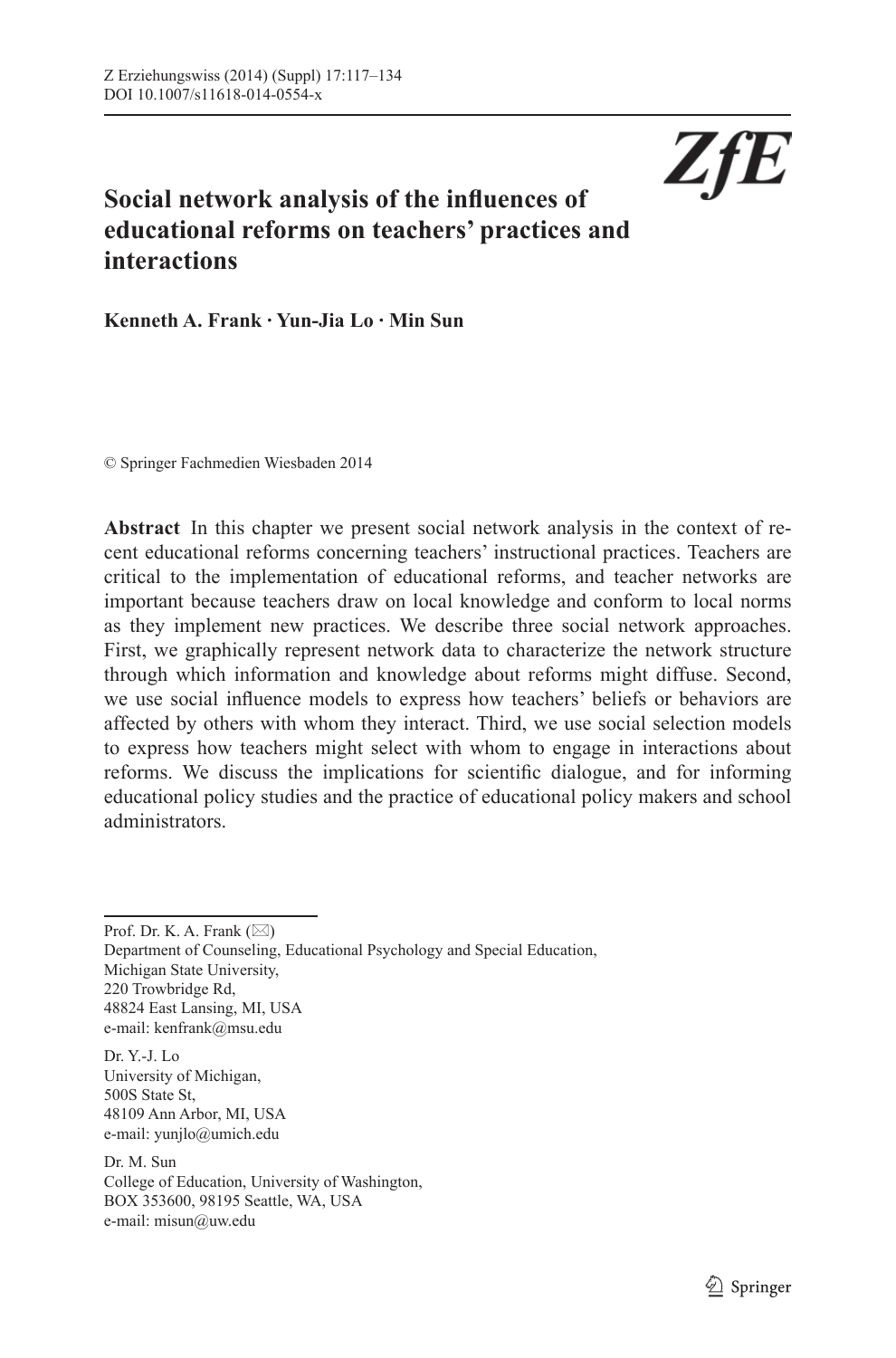# Social network analysis of the influences of educational reforms on teachers' practices and interactions

**Kenneth A. Frank · Yun-Jia Lo · Min Sun**

© Springer Fachmedien Wiesbaden 2014

**Abstract** In this chapter we present social network analysis in the context of recent educational reforms concerning teachers' instructional practices. Teachers are critical to the implementation of educational reforms, and teacher networks are important because teachers draw on local knowledge and conform to local norms as they implement new practices. We describe three social network approaches. First, we graphically represent network data to characterize the network structure through which information and knowledge about reforms might diffuse. Second, we use social influence models to express how teachers' beliefs or behaviors are affected by others with whom they interact. Third, we use social selection models to express how teachers might select with whom to engage in interactions about reforms. We discuss the implications for scientific dialogue, and for informing educational policy studies and the practice of educational policy makers and school administrators.

---

Prof. Dr. K. A. Frank (✉)
Department of Counseling, Educational Psychology and Special Education,
Michigan State University,
220 Trowbridge Rd,
48824 East Lansing, MI, USA
e-mail: kenfrank@msu.edu

Dr. Y.-J. Lo
University of Michigan,
500S State St,
48109 Ann Arbor, MI, USA
e-mail: yunjlo@umich.edu

Dr. M. Sun
College of Education, University of Washington,
BOX 353600, 98195 Seattle, WA, USA
e-mail: misun@uw.edu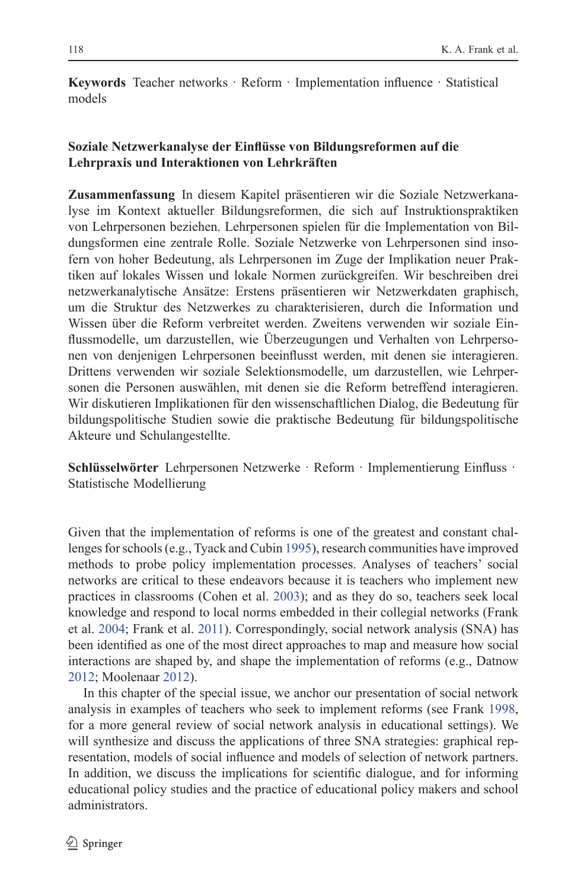**Keywords** Teacher networks · Reform · Implementation influence · Statistical models

**Soziale Netzwerkanalyse der Einflüsse von Bildungsreformen auf die Lehrpraxis und Interaktionen von Lehrkräften**

**Zusammenfassung** In diesem Kapitel präsentieren wir die Soziale Netzwerkanalyse im Kontext aktueller Bildungsreformen, die sich auf Instruktionspraktiken von Lehrpersonen beziehen. Lehrpersonen spielen für die Implementation von Bildungsformen eine zentrale Rolle. Soziale Netzwerke von Lehrpersonen sind insofern von hoher Bedeutung, als Lehrpersonen im Zuge der Implikation neuer Praktiken auf lokales Wissen und lokale Normen zurückgreifen. Wir beschreiben drei netzwerkanalytische Ansätze: Erstens präsentieren wir Netzwerkdaten graphisch, um die Struktur des Netzwerkes zu charakterisieren, durch die Information und Wissen über die Reform verbreitet werden. Zweitens verwenden wir soziale Einflussmodelle, um darzustellen, wie Überzeugungen und Verhalten von Lehrpersonen von denjenigen Lehrpersonen beeinflusst werden, mit denen sie interagieren. Drittens verwenden wir soziale Selektionsmodelle, um darzustellen, wie Lehrpersonen die Personen auswählen, mit denen sie die Reform betreffend interagieren. Wir diskutieren Implikationen für den wissenschaftlichen Dialog, die Bedeutung für bildungspolitische Studien sowie die praktische Bedeutung für bildungspolitische Akteure und Schulangestellte.

**Schlüsselwörter** Lehrpersonen Netzwerke · Reform · Implementierung Einfluss · Statistische Modellierung

Given that the implementation of reforms is one of the greatest and constant challenges for schools (e.g., Tyack and Cubin 1995), research communities have improved methods to probe policy implementation processes. Analyses of teachers' social networks are critical to these endeavors because it is teachers who implement new practices in classrooms (Cohen et al. 2003); and as they do so, teachers seek local knowledge and respond to local norms embedded in their collegial networks (Frank et al. 2004; Frank et al. 2011). Correspondingly, social network analysis (SNA) has been identified as one of the most direct approaches to map and measure how social interactions are shaped by, and shape the implementation of reforms (e.g., Datnow 2012; Moolenaar 2012).

In this chapter of the special issue, we anchor our presentation of social network analysis in examples of teachers who seek to implement reforms (see Frank 1998, for a more general review of social network analysis in educational settings). We will synthesize and discuss the applications of three SNA strategies: graphical representation, models of social influence and models of selection of network partners. In addition, we discuss the implications for scientific dialogue, and for informing educational policy studies and the practice of educational policy makers and school administrators.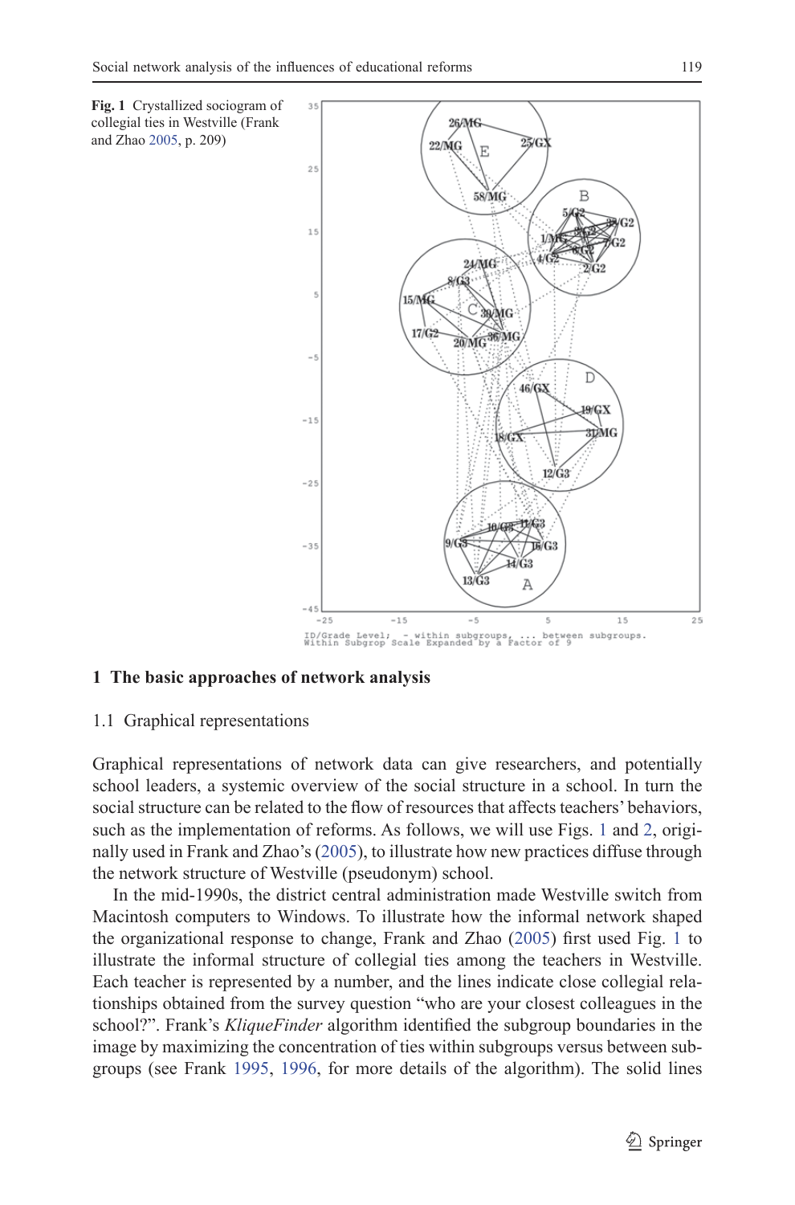**Fig. 1** Crystallized sociogram of collegial ties in Westville (Frank and Zhao 2005, p. 209)

## 1 The basic approaches of network analysis

### 1.1 Graphical representations

Graphical representations of network data can give researchers, and potentially school leaders, a systemic overview of the social structure in a school. In turn the social structure can be related to the flow of resources that affects teachers' behaviors, such as the implementation of reforms. As follows, we will use Figs. 1 and 2, originally used in Frank and Zhao's (2005), to illustrate how new practices diffuse through the network structure of Westville (pseudonym) school.

In the mid-1990s, the district central administration made Westville switch from Macintosh computers to Windows. To illustrate how the informal network shaped the organizational response to change, Frank and Zhao (2005) first used Fig. 1 to illustrate the informal structure of collegial ties among the teachers in Westville. Each teacher is represented by a number, and the lines indicate close collegial relationships obtained from the survey question "who are your closest colleagues in the school?". Frank's *KliqueFinder* algorithm identified the subgroup boundaries in the image by maximizing the concentration of ties within subgroups versus between subgroups (see Frank 1995, 1996, for more details of the algorithm). The solid lines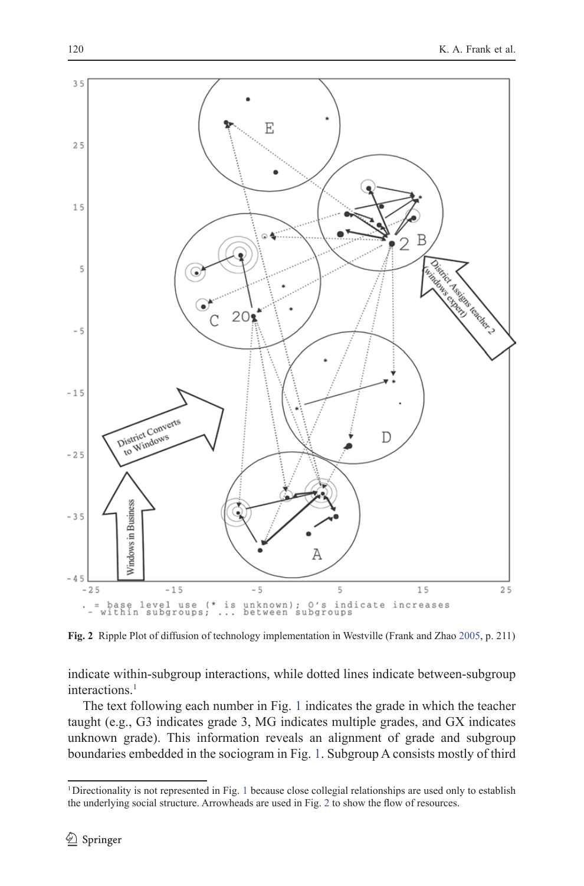Fig. 2 Ripple Plot of diffusion of technology implementation in Westville (Frank and Zhao 2005, p. 211)

indicate within-subgroup interactions, while dotted lines indicate between-subgroup interactions.[1]

The text following each number in Fig. 1 indicates the grade in which the teacher taught (e.g., G3 indicates grade 3, MG indicates multiple grades, and GX indicates unknown grade). This information reveals an alignment of grade and subgroup boundaries embedded in the sociogram in Fig. 1. Subgroup A consists mostly of third

[1] Directionality is not represented in Fig. 1 because close collegial relationships are used only to establish the underlying social structure. Arrowheads are used in Fig. 2 to show the flow of resources.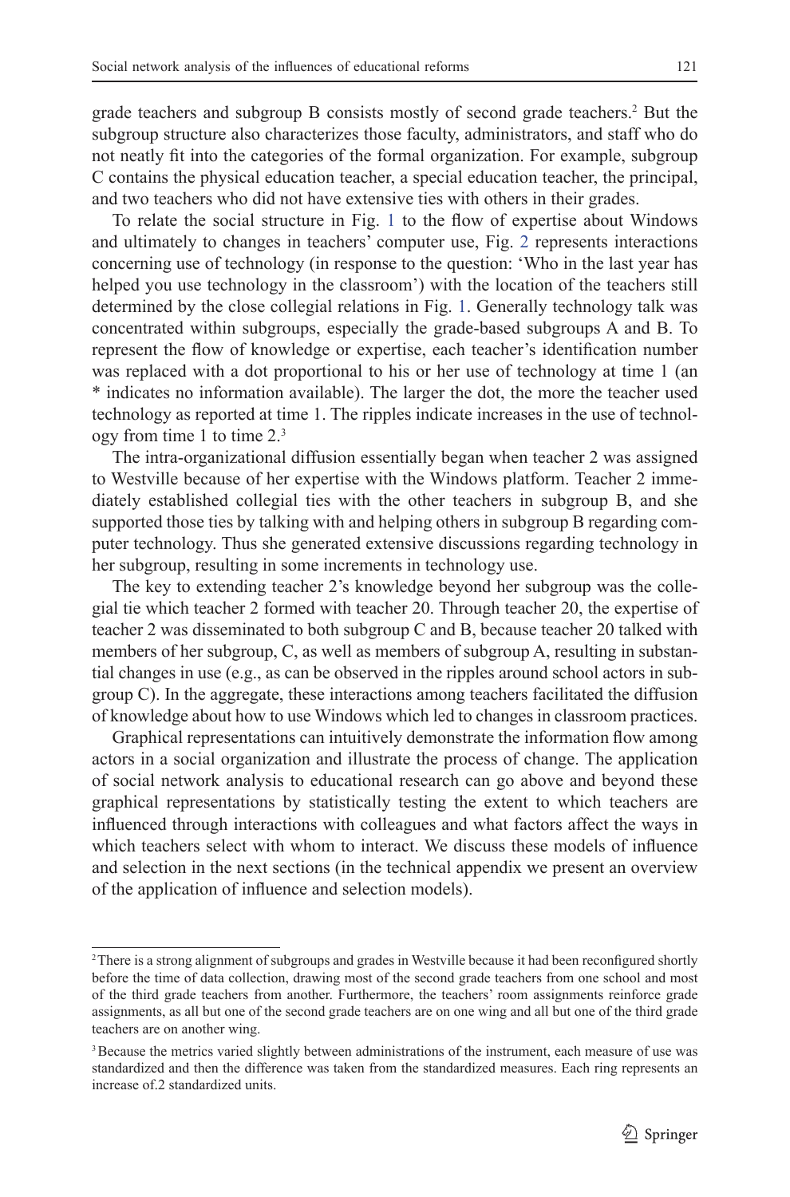grade teachers and subgroup B consists mostly of second grade teachers.[2] But the subgroup structure also characterizes those faculty, administrators, and staff who do not neatly fit into the categories of the formal organization. For example, subgroup C contains the physical education teacher, a special education teacher, the principal, and two teachers who did not have extensive ties with others in their grades.

To relate the social structure in Fig. 1 to the flow of expertise about Windows and ultimately to changes in teachers' computer use, Fig. 2 represents interactions concerning use of technology (in response to the question: 'Who in the last year has helped you use technology in the classroom') with the location of the teachers still determined by the close collegial relations in Fig. 1. Generally technology talk was concentrated within subgroups, especially the grade-based subgroups A and B. To represent the flow of knowledge or expertise, each teacher's identification number was replaced with a dot proportional to his or her use of technology at time 1 (an * indicates no information available). The larger the dot, the more the teacher used technology as reported at time 1. The ripples indicate increases in the use of technology from time 1 to time 2.[3]

The intra-organizational diffusion essentially began when teacher 2 was assigned to Westville because of her expertise with the Windows platform. Teacher 2 immediately established collegial ties with the other teachers in subgroup B, and she supported those ties by talking with and helping others in subgroup B regarding computer technology. Thus she generated extensive discussions regarding technology in her subgroup, resulting in some increments in technology use.

The key to extending teacher 2's knowledge beyond her subgroup was the collegial tie which teacher 2 formed with teacher 20. Through teacher 20, the expertise of teacher 2 was disseminated to both subgroup C and B, because teacher 20 talked with members of her subgroup, C, as well as members of subgroup A, resulting in substantial changes in use (e.g., as can be observed in the ripples around school actors in subgroup C). In the aggregate, these interactions among teachers facilitated the diffusion of knowledge about how to use Windows which led to changes in classroom practices.

Graphical representations can intuitively demonstrate the information flow among actors in a social organization and illustrate the process of change. The application of social network analysis to educational research can go above and beyond these graphical representations by statistically testing the extent to which teachers are influenced through interactions with colleagues and what factors affect the ways in which teachers select with whom to interact. We discuss these models of influence and selection in the next sections (in the technical appendix we present an overview of the application of influence and selection models).

---

[2] There is a strong alignment of subgroups and grades in Westville because it had been reconfigured shortly before the time of data collection, drawing most of the second grade teachers from one school and most of the third grade teachers from another. Furthermore, the teachers' room assignments reinforce grade assignments, as all but one of the second grade teachers are on one wing and all but one of the third grade teachers are on another wing.

[3] Because the metrics varied slightly between administrations of the instrument, each measure of use was standardized and then the difference was taken from the standardized measures. Each ring represents an increase of.2 standardized units.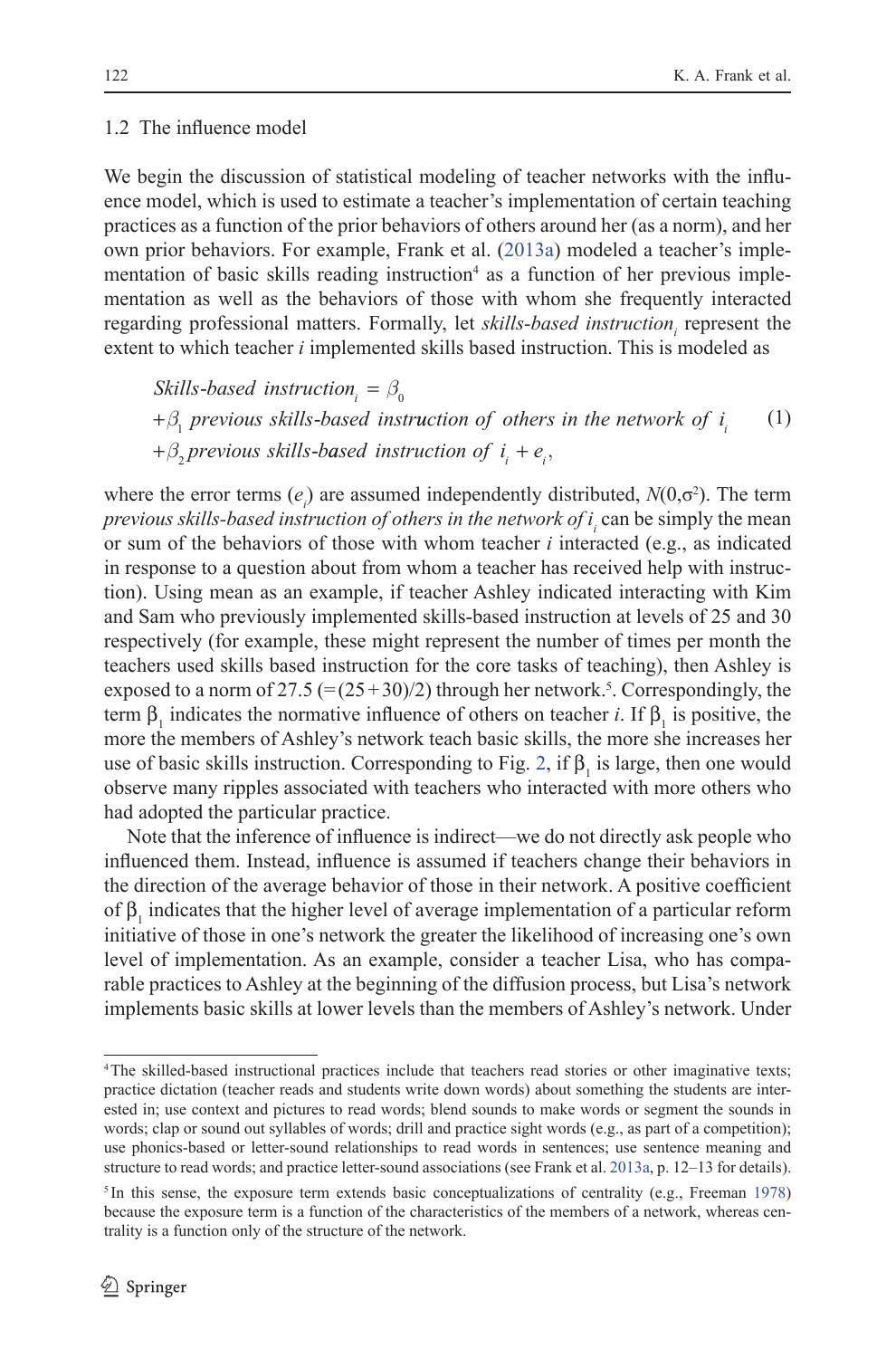### 1.2 The influence model

We begin the discussion of statistical modeling of teacher networks with the influence model, which is used to estimate a teacher's implementation of certain teaching practices as a function of the prior behaviors of others around her (as a norm), and her own prior behaviors. For example, Frank et al. (2013a) modeled a teacher's implementation of basic skills reading instruction[4] as a function of her previous implementation as well as the behaviors of those with whom she frequently interacted regarding professional matters. Formally, let *skills-based instruction$_i$* represent the extent to which teacher *i* implemented skills based instruction. This is modeled as

$$\begin{aligned}&\textit{Skills-based instruction}_i = \beta_0\\&+\beta_1 \textit{ previous skills-based instruction of others in the network of } i_i\\&+\beta_2 \textit{ previous skills-based instruction of } i_i + e_i,\end{aligned} \tag{1}$$

where the error terms ($e_i$) are assumed independently distributed, $N(0,\sigma^2)$. The term *previous skills-based instruction of others in the network of i$_i$* can be simply the mean or sum of the behaviors of those with whom teacher *i* interacted (e.g., as indicated in response to a question about from whom a teacher has received help with instruction). Using mean as an example, if teacher Ashley indicated interacting with Kim and Sam who previously implemented skills-based instruction at levels of 25 and 30 respectively (for example, these might represent the number of times per month the teachers used skills based instruction for the core tasks of teaching), then Ashley is exposed to a norm of 27.5 (=(25+30)/2) through her network.[5]. Correspondingly, the term $\beta_1$ indicates the normative influence of others on teacher *i*. If $\beta_1$ is positive, the more the members of Ashley's network teach basic skills, the more she increases her use of basic skills instruction. Corresponding to Fig. 2, if $\beta_1$ is large, then one would observe many ripples associated with teachers who interacted with more others who had adopted the particular practice.

Note that the inference of influence is indirect—we do not directly ask people who influenced them. Instead, influence is assumed if teachers change their behaviors in the direction of the average behavior of those in their network. A positive coefficient of $\beta_1$ indicates that the higher level of average implementation of a particular reform initiative of those in one's network the greater the likelihood of increasing one's own level of implementation. As an example, consider a teacher Lisa, who has comparable practices to Ashley at the beginning of the diffusion process, but Lisa's network implements basic skills at lower levels than the members of Ashley's network. Under

---

[4] The skilled-based instructional practices include that teachers read stories or other imaginative texts; practice dictation (teacher reads and students write down words) about something the students are interested in; use context and pictures to read words; blend sounds to make words or segment the sounds in words; clap or sound out syllables of words; drill and practice sight words (e.g., as part of a competition); use phonics-based or letter-sound relationships to read words in sentences; use sentence meaning and structure to read words; and practice letter-sound associations (see Frank et al. 2013a, p. 12–13 for details).

[5] In this sense, the exposure term extends basic conceptualizations of centrality (e.g., Freeman 1978) because the exposure term is a function of the characteristics of the members of a network, whereas centrality is a function only of the structure of the network.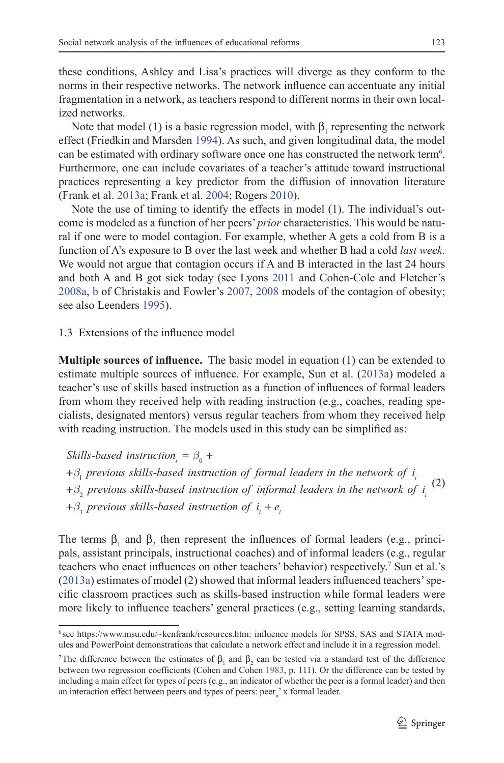these conditions, Ashley and Lisa's practices will diverge as they conform to the norms in their respective networks. The network influence can accentuate any initial fragmentation in a network, as teachers respond to different norms in their own localized networks.

Note that model (1) is a basic regression model, with $\beta_1$ representing the network effect (Friedkin and Marsden 1994). As such, and given longitudinal data, the model can be estimated with ordinary software once one has constructed the network term[6]. Furthermore, one can include covariates of a teacher's attitude toward instructional practices representing a key predictor from the diffusion of innovation literature (Frank et al. 2013a; Frank et al. 2004; Rogers 2010).

Note the use of timing to identify the effects in model (1). The individual's outcome is modeled as a function of her peers' *prior* characteristics. This would be natural if one were to model contagion. For example, whether A gets a cold from B is a function of A's exposure to B over the last week and whether B had a cold *last week*. We would not argue that contagion occurs if A and B interacted in the last 24 hours and both A and B got sick today (see Lyons 2011 and Cohen-Cole and Fletcher's 2008a, b of Christakis and Fowler's 2007, 2008 models of the contagion of obesity; see also Leenders 1995).

### 1.3 Extensions of the influence model

**Multiple sources of influence.** The basic model in equation (1) can be extended to estimate multiple sources of influence. For example, Sun et al. (2013a) modeled a teacher's use of skills based instruction as a function of influences of formal leaders from whom they received help with reading instruction (e.g., coaches, reading specialists, designated mentors) versus regular teachers from whom they received help with reading instruction. The models used in this study can be simplified as:

$$
\begin{aligned}
&\textit{Skills-based instruction}_i = \beta_0 + \\
&+\beta_1 \textit{ previous skills-based instruction of formal leaders in the network of } i_i \\
&+\beta_2 \textit{ previous skills-based instruction of informal leaders in the network of } i_i \\
&+\beta_3 \textit{ previous skills-based instruction of } i_i + e_i
\end{aligned}
\tag{2}
$$

The terms $\beta_1$ and $\beta_2$ then represent the influences of formal leaders (e.g., principals, assistant principals, instructional coaches) and of informal leaders (e.g., regular teachers who enact influences on other teachers' behavior) respectively.[7] Sun et al.'s (2013a) estimates of model (2) showed that informal leaders influenced teachers' specific classroom practices such as skills-based instruction while formal leaders were more likely to influence teachers' general practices (e.g., setting learning standards,

---

[6] see https://www.msu.edu/~kenfrank/resources.htm: influence models for SPSS, SAS and STATA modules and PowerPoint demonstrations that calculate a network effect and include it in a regression model.

[7] The difference between the estimates of $\beta_1$ and $\beta_2$ can be tested via a standard test of the difference between two regression coefficients (Cohen and Cohen 1983, p. 111). Or the difference can be tested by including a main effect for types of peers (e.g., an indicator of whether the peer is a formal leader) and then an interaction effect between peers and types of peers: $\text{peer}_{ii'}$ x formal leader.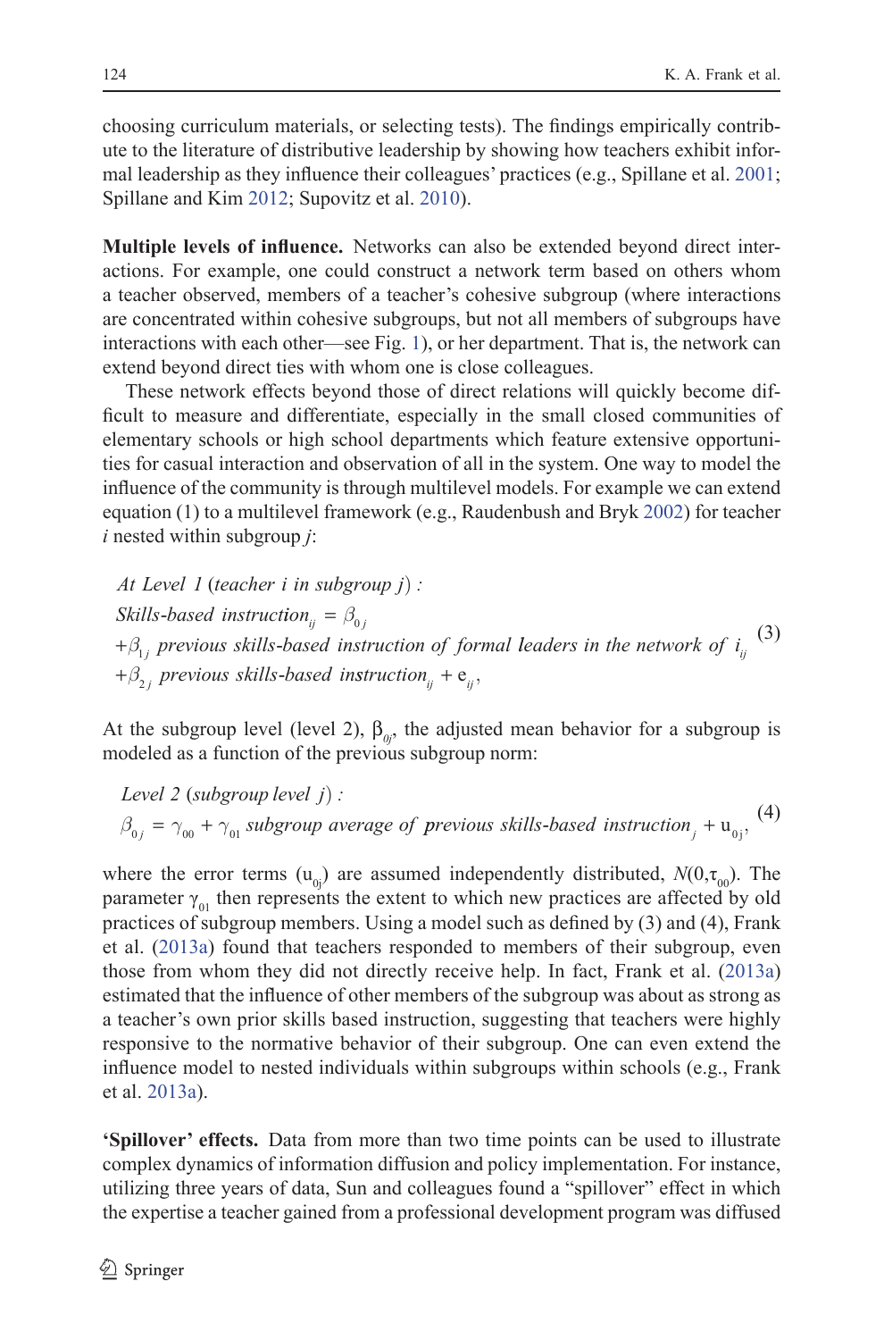choosing curriculum materials, or selecting tests). The findings empirically contribute to the literature of distributive leadership by showing how teachers exhibit informal leadership as they influence their colleagues' practices (e.g., Spillane et al. 2001; Spillane and Kim 2012; Supovitz et al. 2010).

**Multiple levels of influence.** Networks can also be extended beyond direct interactions. For example, one could construct a network term based on others whom a teacher observed, members of a teacher's cohesive subgroup (where interactions are concentrated within cohesive subgroups, but not all members of subgroups have interactions with each other—see Fig. 1), or her department. That is, the network can extend beyond direct ties with whom one is close colleagues.

These network effects beyond those of direct relations will quickly become difficult to measure and differentiate, especially in the small closed communities of elementary schools or high school departments which feature extensive opportunities for casual interaction and observation of all in the system. One way to model the influence of the community is through multilevel models. For example we can extend equation (1) to a multilevel framework (e.g., Raudenbush and Bryk 2002) for teacher *i* nested within subgroup *j*:

$$
\begin{aligned}
&\textit{At Level 1 (teacher i in subgroup j):} \\
&\textit{Skills-based instruction}_{ij} = \beta_{0j} \\
&+\beta_{1j}\ \textit{previous skills-based instruction of formal leaders in the network of } i_{ij} \\
&+\beta_{2j}\ \textit{previous skills-based instruction}_{ij} + e_{ij},
\end{aligned}
\tag{3}
$$

At the subgroup level (level 2), $\beta_{0j}$, the adjusted mean behavior for a subgroup is modeled as a function of the previous subgroup norm:

$$
\begin{aligned}
&\textit{Level 2 (subgroup level j):} \\
&\beta_{0j} = \gamma_{00} + \gamma_{01}\ \textit{subgroup average of previous skills-based instruction}_{j} + u_{0j},
\end{aligned}
\tag{4}
$$

where the error terms ($u_{0j}$) are assumed independently distributed, $N(0,\tau_{00})$. The parameter $\gamma_{01}$ then represents the extent to which new practices are affected by old practices of subgroup members. Using a model such as defined by (3) and (4), Frank et al. (2013a) found that teachers responded to members of their subgroup, even those from whom they did not directly receive help. In fact, Frank et al. (2013a) estimated that the influence of other members of the subgroup was about as strong as a teacher's own prior skills based instruction, suggesting that teachers were highly responsive to the normative behavior of their subgroup. One can even extend the influence model to nested individuals within subgroups within schools (e.g., Frank et al. 2013a).

**'Spillover' effects.** Data from more than two time points can be used to illustrate complex dynamics of information diffusion and policy implementation. For instance, utilizing three years of data, Sun and colleagues found a "spillover" effect in which the expertise a teacher gained from a professional development program was diffused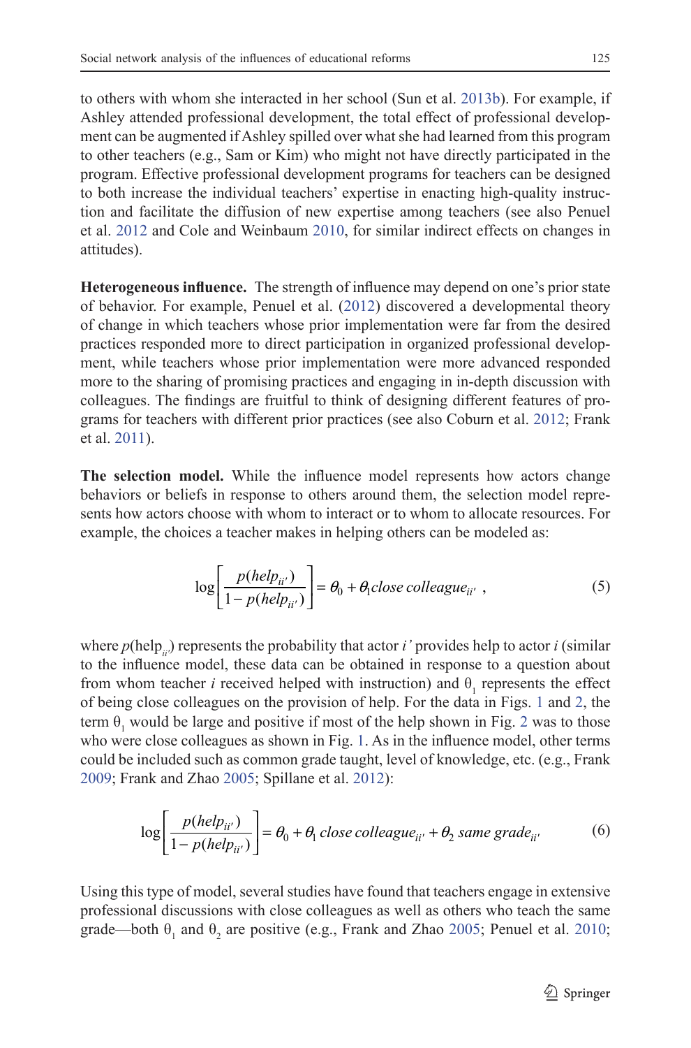to others with whom she interacted in her school (Sun et al. 2013b). For example, if Ashley attended professional development, the total effect of professional development can be augmented if Ashley spilled over what she had learned from this program to other teachers (e.g., Sam or Kim) who might not have directly participated in the program. Effective professional development programs for teachers can be designed to both increase the individual teachers' expertise in enacting high-quality instruction and facilitate the diffusion of new expertise among teachers (see also Penuel et al. 2012 and Cole and Weinbaum 2010, for similar indirect effects on changes in attitudes).

**Heterogeneous influence.** The strength of influence may depend on one's prior state of behavior. For example, Penuel et al. (2012) discovered a developmental theory of change in which teachers whose prior implementation were far from the desired practices responded more to direct participation in organized professional development, while teachers whose prior implementation were more advanced responded more to the sharing of promising practices and engaging in in-depth discussion with colleagues. The findings are fruitful to think of designing different features of programs for teachers with different prior practices (see also Coburn et al. 2012; Frank et al. 2011).

**The selection model.** While the influence model represents how actors change behaviors or beliefs in response to others around them, the selection model represents how actors choose with whom to interact or to whom to allocate resources. For example, the choices a teacher makes in helping others can be modeled as:

$$\log\left[\frac{p(help_{ii'})}{1-p(help_{ii'})}\right] = \theta_0 + \theta_1 close\ colleague_{ii'}\ , \tag{5}$$

where $p(\text{help}_{ii'})$ represents the probability that actor $i'$ provides help to actor $i$ (similar to the influence model, these data can be obtained in response to a question about from whom teacher $i$ received helped with instruction) and $\theta_1$ represents the effect of being close colleagues on the provision of help. For the data in Figs. 1 and 2, the term $\theta_1$ would be large and positive if most of the help shown in Fig. 2 was to those who were close colleagues as shown in Fig. 1. As in the influence model, other terms could be included such as common grade taught, level of knowledge, etc. (e.g., Frank 2009; Frank and Zhao 2005; Spillane et al. 2012):

$$\log\left[\frac{p(help_{ii'})}{1-p(help_{ii'})}\right] = \theta_0 + \theta_1\ close\ colleague_{ii'} + \theta_2\ same\ grade_{ii'} \tag{6}$$

Using this type of model, several studies have found that teachers engage in extensive professional discussions with close colleagues as well as others who teach the same grade—both $\theta_1$ and $\theta_2$ are positive (e.g., Frank and Zhao 2005; Penuel et al. 2010;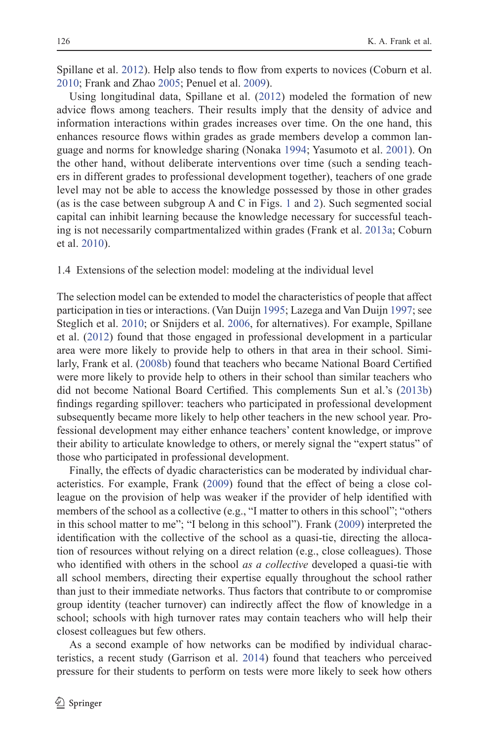Spillane et al. 2012). Help also tends to flow from experts to novices (Coburn et al. 2010; Frank and Zhao 2005; Penuel et al. 2009).

Using longitudinal data, Spillane et al. (2012) modeled the formation of new advice flows among teachers. Their results imply that the density of advice and information interactions within grades increases over time. On the one hand, this enhances resource flows within grades as grade members develop a common language and norms for knowledge sharing (Nonaka 1994; Yasumoto et al. 2001). On the other hand, without deliberate interventions over time (such a sending teachers in different grades to professional development together), teachers of one grade level may not be able to access the knowledge possessed by those in other grades (as is the case between subgroup A and C in Figs. 1 and 2). Such segmented social capital can inhibit learning because the knowledge necessary for successful teaching is not necessarily compartmentalized within grades (Frank et al. 2013a; Coburn et al. 2010).

### 1.4 Extensions of the selection model: modeling at the individual level

The selection model can be extended to model the characteristics of people that affect participation in ties or interactions. (Van Duijn 1995; Lazega and Van Duijn 1997; see Steglich et al. 2010; or Snijders et al. 2006, for alternatives). For example, Spillane et al. (2012) found that those engaged in professional development in a particular area were more likely to provide help to others in that area in their school. Similarly, Frank et al. (2008b) found that teachers who became National Board Certified were more likely to provide help to others in their school than similar teachers who did not become National Board Certified. This complements Sun et al.'s (2013b) findings regarding spillover: teachers who participated in professional development subsequently became more likely to help other teachers in the new school year. Professional development may either enhance teachers' content knowledge, or improve their ability to articulate knowledge to others, or merely signal the "expert status" of those who participated in professional development.

Finally, the effects of dyadic characteristics can be moderated by individual characteristics. For example, Frank (2009) found that the effect of being a close colleague on the provision of help was weaker if the provider of help identified with members of the school as a collective (e.g., "I matter to others in this school"; "others in this school matter to me"; "I belong in this school"). Frank (2009) interpreted the identification with the collective of the school as a quasi-tie, directing the allocation of resources without relying on a direct relation (e.g., close colleagues). Those who identified with others in the school *as a collective* developed a quasi-tie with all school members, directing their expertise equally throughout the school rather than just to their immediate networks. Thus factors that contribute to or compromise group identity (teacher turnover) can indirectly affect the flow of knowledge in a school; schools with high turnover rates may contain teachers who will help their closest colleagues but few others.

As a second example of how networks can be modified by individual characteristics, a recent study (Garrison et al. 2014) found that teachers who perceived pressure for their students to perform on tests were more likely to seek how others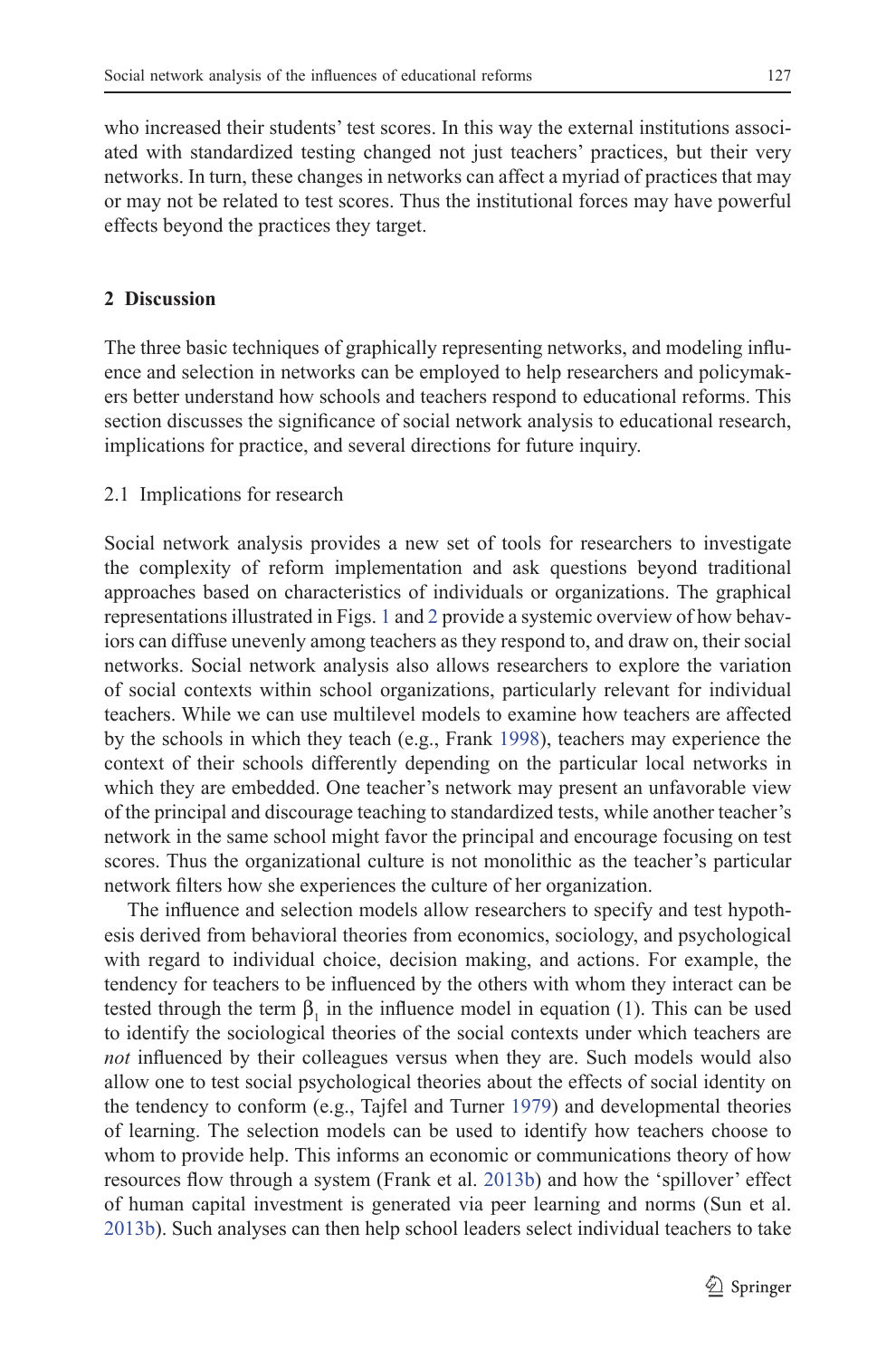who increased their students' test scores. In this way the external institutions associated with standardized testing changed not just teachers' practices, but their very networks. In turn, these changes in networks can affect a myriad of practices that may or may not be related to test scores. Thus the institutional forces may have powerful effects beyond the practices they target.

## 2 Discussion

The three basic techniques of graphically representing networks, and modeling influence and selection in networks can be employed to help researchers and policymakers better understand how schools and teachers respond to educational reforms. This section discusses the significance of social network analysis to educational research, implications for practice, and several directions for future inquiry.

### 2.1 Implications for research

Social network analysis provides a new set of tools for researchers to investigate the complexity of reform implementation and ask questions beyond traditional approaches based on characteristics of individuals or organizations. The graphical representations illustrated in Figs. 1 and 2 provide a systemic overview of how behaviors can diffuse unevenly among teachers as they respond to, and draw on, their social networks. Social network analysis also allows researchers to explore the variation of social contexts within school organizations, particularly relevant for individual teachers. While we can use multilevel models to examine how teachers are affected by the schools in which they teach (e.g., Frank 1998), teachers may experience the context of their schools differently depending on the particular local networks in which they are embedded. One teacher's network may present an unfavorable view of the principal and discourage teaching to standardized tests, while another teacher's network in the same school might favor the principal and encourage focusing on test scores. Thus the organizational culture is not monolithic as the teacher's particular network filters how she experiences the culture of her organization.

The influence and selection models allow researchers to specify and test hypothesis derived from behavioral theories from economics, sociology, and psychological with regard to individual choice, decision making, and actions. For example, the tendency for teachers to be influenced by the others with whom they interact can be tested through the term $\beta_1$ in the influence model in equation (1). This can be used to identify the sociological theories of the social contexts under which teachers are *not* influenced by their colleagues versus when they are. Such models would also allow one to test social psychological theories about the effects of social identity on the tendency to conform (e.g., Tajfel and Turner 1979) and developmental theories of learning. The selection models can be used to identify how teachers choose to whom to provide help. This informs an economic or communications theory of how resources flow through a system (Frank et al. 2013b) and how the 'spillover' effect of human capital investment is generated via peer learning and norms (Sun et al. 2013b). Such analyses can then help school leaders select individual teachers to take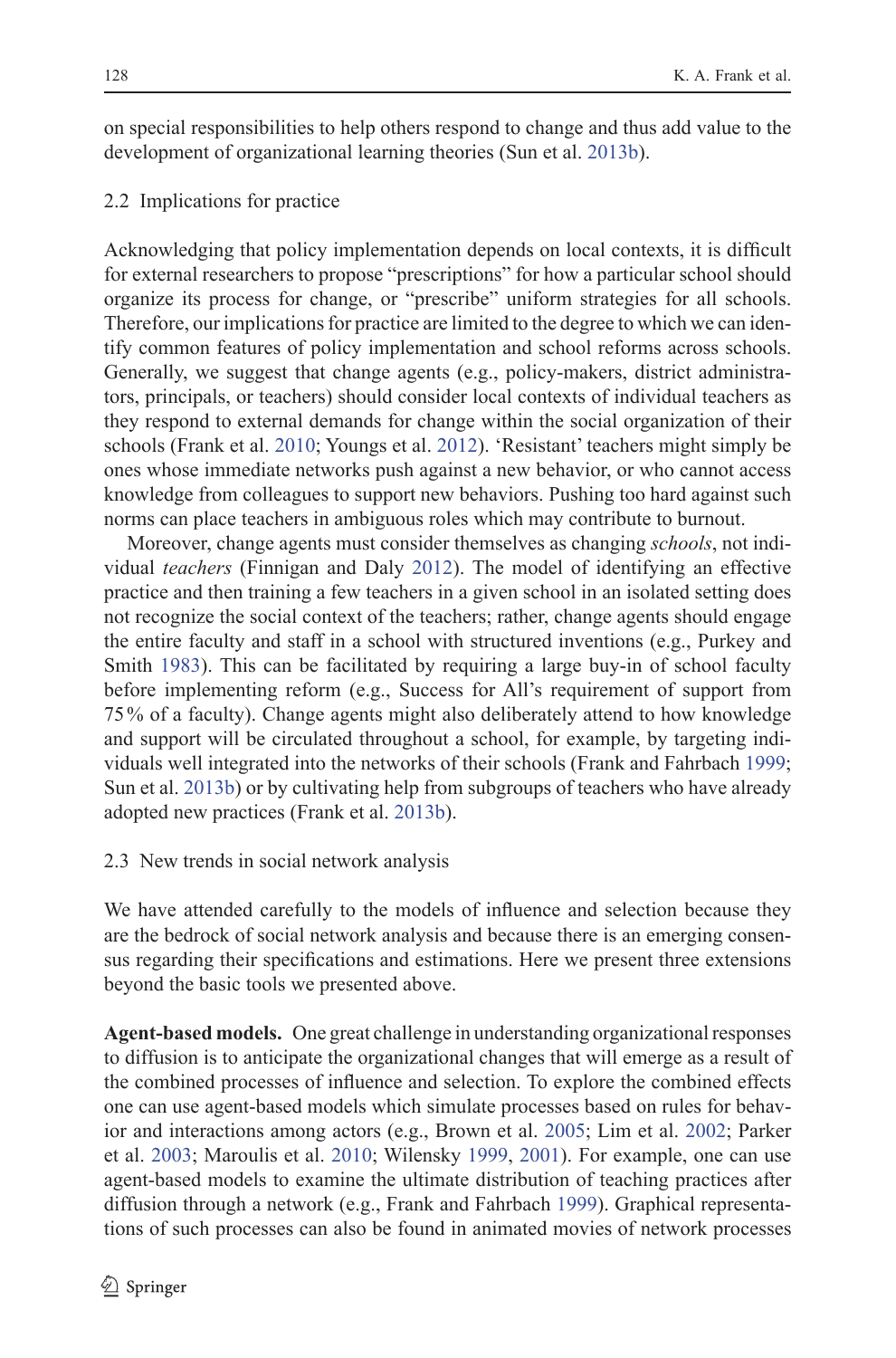on special responsibilities to help others respond to change and thus add value to the development of organizational learning theories (Sun et al. 2013b).

### 2.2 Implications for practice

Acknowledging that policy implementation depends on local contexts, it is difficult for external researchers to propose "prescriptions" for how a particular school should organize its process for change, or "prescribe" uniform strategies for all schools. Therefore, our implications for practice are limited to the degree to which we can identify common features of policy implementation and school reforms across schools. Generally, we suggest that change agents (e.g., policy-makers, district administrators, principals, or teachers) should consider local contexts of individual teachers as they respond to external demands for change within the social organization of their schools (Frank et al. 2010; Youngs et al. 2012). 'Resistant' teachers might simply be ones whose immediate networks push against a new behavior, or who cannot access knowledge from colleagues to support new behaviors. Pushing too hard against such norms can place teachers in ambiguous roles which may contribute to burnout.

Moreover, change agents must consider themselves as changing *schools*, not individual *teachers* (Finnigan and Daly 2012). The model of identifying an effective practice and then training a few teachers in a given school in an isolated setting does not recognize the social context of the teachers; rather, change agents should engage the entire faculty and staff in a school with structured inventions (e.g., Purkey and Smith 1983). This can be facilitated by requiring a large buy-in of school faculty before implementing reform (e.g., Success for All's requirement of support from 75% of a faculty). Change agents might also deliberately attend to how knowledge and support will be circulated throughout a school, for example, by targeting individuals well integrated into the networks of their schools (Frank and Fahrbach 1999; Sun et al. 2013b) or by cultivating help from subgroups of teachers who have already adopted new practices (Frank et al. 2013b).

### 2.3 New trends in social network analysis

We have attended carefully to the models of influence and selection because they are the bedrock of social network analysis and because there is an emerging consensus regarding their specifications and estimations. Here we present three extensions beyond the basic tools we presented above.

**Agent-based models.** One great challenge in understanding organizational responses to diffusion is to anticipate the organizational changes that will emerge as a result of the combined processes of influence and selection. To explore the combined effects one can use agent-based models which simulate processes based on rules for behavior and interactions among actors (e.g., Brown et al. 2005; Lim et al. 2002; Parker et al. 2003; Maroulis et al. 2010; Wilensky 1999, 2001). For example, one can use agent-based models to examine the ultimate distribution of teaching practices after diffusion through a network (e.g., Frank and Fahrbach 1999). Graphical representations of such processes can also be found in animated movies of network processes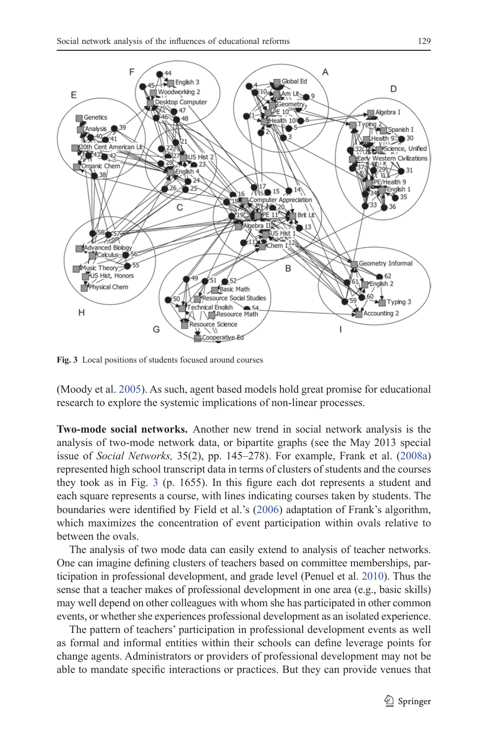Fig. 3 Local positions of students focused around courses

(Moody et al. 2005). As such, agent based models hold great promise for educational research to explore the systemic implications of non-linear processes.

**Two-mode social networks.** Another new trend in social network analysis is the analysis of two-mode network data, or bipartite graphs (see the May 2013 special issue of *Social Networks,* 35(2), pp. 145–278). For example, Frank et al. (2008a) represented high school transcript data in terms of clusters of students and the courses they took as in Fig. 3 (p. 1655). In this figure each dot represents a student and each square represents a course, with lines indicating courses taken by students. The boundaries were identified by Field et al.'s (2006) adaptation of Frank's algorithm, which maximizes the concentration of event participation within ovals relative to between the ovals.

The analysis of two mode data can easily extend to analysis of teacher networks. One can imagine defining clusters of teachers based on committee memberships, participation in professional development, and grade level (Penuel et al. 2010). Thus the sense that a teacher makes of professional development in one area (e.g., basic skills) may well depend on other colleagues with whom she has participated in other common events, or whether she experiences professional development as an isolated experience.

The pattern of teachers' participation in professional development events as well as formal and informal entities within their schools can define leverage points for change agents. Administrators or providers of professional development may not be able to mandate specific interactions or practices. But they can provide venues that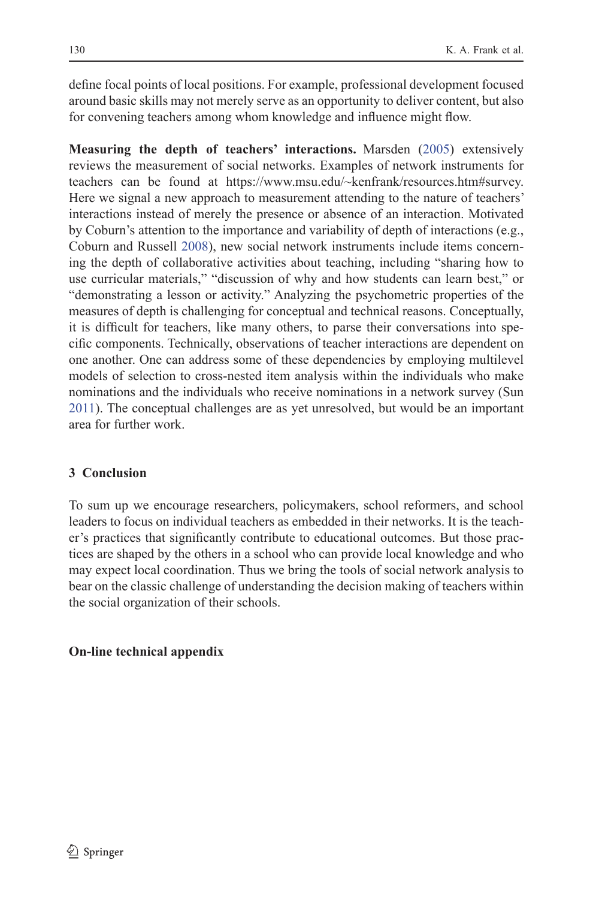define focal points of local positions. For example, professional development focused around basic skills may not merely serve as an opportunity to deliver content, but also for convening teachers among whom knowledge and influence might flow.

**Measuring the depth of teachers' interactions.** Marsden (2005) extensively reviews the measurement of social networks. Examples of network instruments for teachers can be found at https://www.msu.edu/~kenfrank/resources.htm#survey. Here we signal a new approach to measurement attending to the nature of teachers' interactions instead of merely the presence or absence of an interaction. Motivated by Coburn's attention to the importance and variability of depth of interactions (e.g., Coburn and Russell 2008), new social network instruments include items concerning the depth of collaborative activities about teaching, including "sharing how to use curricular materials," "discussion of why and how students can learn best," or "demonstrating a lesson or activity." Analyzing the psychometric properties of the measures of depth is challenging for conceptual and technical reasons. Conceptually, it is difficult for teachers, like many others, to parse their conversations into specific components. Technically, observations of teacher interactions are dependent on one another. One can address some of these dependencies by employing multilevel models of selection to cross-nested item analysis within the individuals who make nominations and the individuals who receive nominations in a network survey (Sun 2011). The conceptual challenges are as yet unresolved, but would be an important area for further work.

## 3 Conclusion

To sum up we encourage researchers, policymakers, school reformers, and school leaders to focus on individual teachers as embedded in their networks. It is the teacher's practices that significantly contribute to educational outcomes. But those practices are shaped by the others in a school who can provide local knowledge and who may expect local coordination. Thus we bring the tools of social network analysis to bear on the classic challenge of understanding the decision making of teachers within the social organization of their schools.

**On-line technical appendix**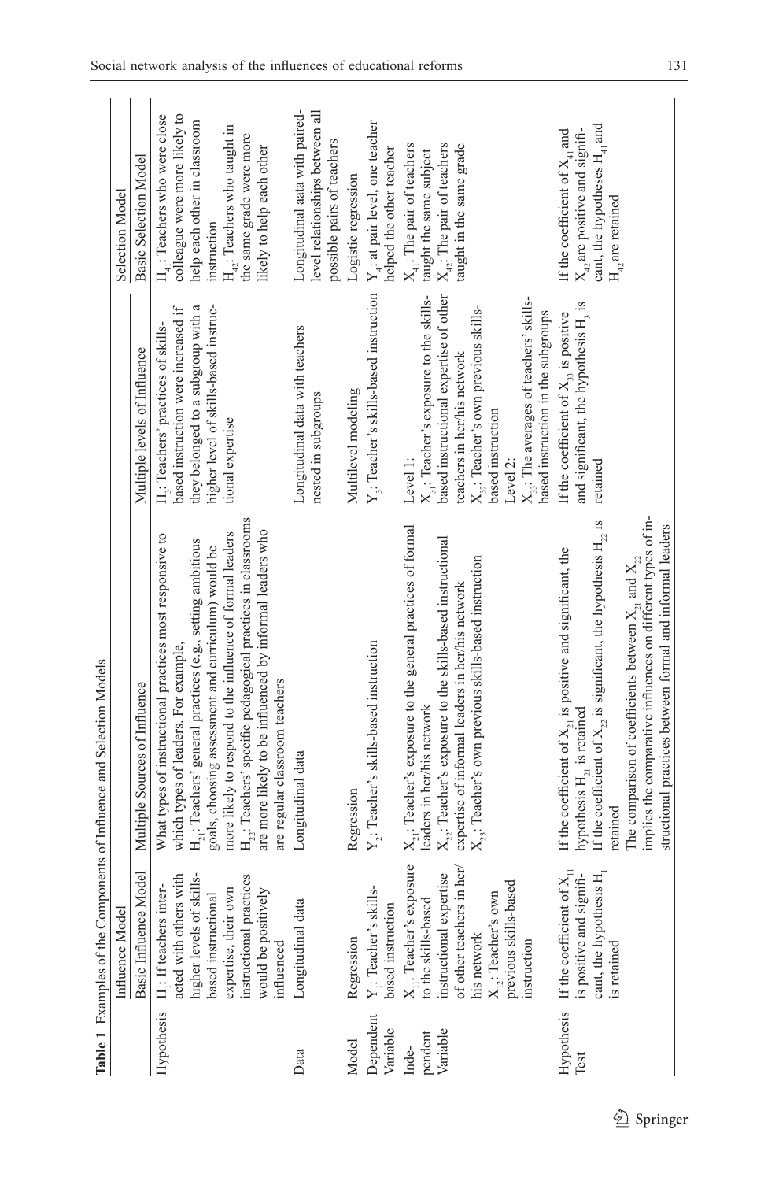**Table 1** Examples of the Components of Influence and Selection Models

| | Influence Model | | | Selection Model |
|---|---|---|---|---|
| | Basic Influence Model | Multiple Sources of Influence | Multiple levels of Influence | Basic Selection Model |
| Hypothesis | $H_1$: If teachers interacted with others with higher levels of skills-based instructional expertise, their own instructional practices would be positively influenced | What types of instructional practices most responsive to which types of leaders. For example, $H_{21}$: Teachers' general practices (e.g., setting ambitious goals, choosing assessment and curriculum) would be more likely to respond to the influence of formal leaders $H_{22}$: Teachers' specific pedagogical practices in classrooms are more likely to be influenced by informal leaders who are regular classroom teachers | $H_3$: Teachers' practices of skills-based instruction were increased if they belonged to a subgroup with a higher level of skills-based instructional expertise | $H_{41}$: Teachers who were close colleague were more likely to help each other in classroom instruction $H_{42}$: Teachers who taught in the same grade were more likely to help each other |
| Data | Longitudinal data | Longitudinal data | Longitudinal data with teachers nested in subgroups | Longitudinal aata with paired-level relationships between all possible pairs of teachers |
| Model | Regression | Regression | Multilevel modeling | Logistic regression |
| Dependent Variable | $Y_1$: Teacher's skills-based instruction | $Y_2$: Teacher's skills-based instruction | $Y_3$: Teacher's skills-based instruction | $Y_4$: at pair level, one teacher helped the other teacher |
| Independent Variable | $X_{11}$: Teacher's exposure to the skills-based instructional expertise of other teachers in her/his network $X_{12}$: Teacher's own previous skills-based instruction | $X_{21}$: Teacher's exposure to the general practices of formal leaders in her/his network $X_{22}$: Teacher's exposure to the skills-based instructional expertise of informal leaders in her/his network $X_{23}$: Teacher's own previous skills-based instruction | Level 1: $X_{31}$: Teacher's exposure to the skills-based instructional expertise of other teachers in her/his network $X_{32}$: Teacher's own previous skills-based instruction Level 2: $X_{33}$: The averages of teachers' skills-based instruction in the subgroups | $X_{41}$: The pair of teachers taught the same subject $X_{42}$: The pair of teachers taught in the same grade |
| Hypothesis Test | If the coefficient of $X_{11}$ is positive and significant, the hypothesis $H_1$ is retained | If the coefficient of $X_{21}$ is positive and significant, the hypothesis $H_{21}$ is retained If the coefficient of $X_{22}$ is significant, the hypothesis $H_{22}$ is retained The comparison of coefficients between $X_{21}$ and $X_{22}$ implies the comparative influences on different types of instructional practices between formal and informal leaders | If the coefficient of $X_{33}$ is positive and significant, the hypothesis $H_3$ is retained | If the coefficient of $X_{41}$ and $X_{42}$ are positive and significant, the hypotheses $H_{41}$ and $H_{42}$ are retained |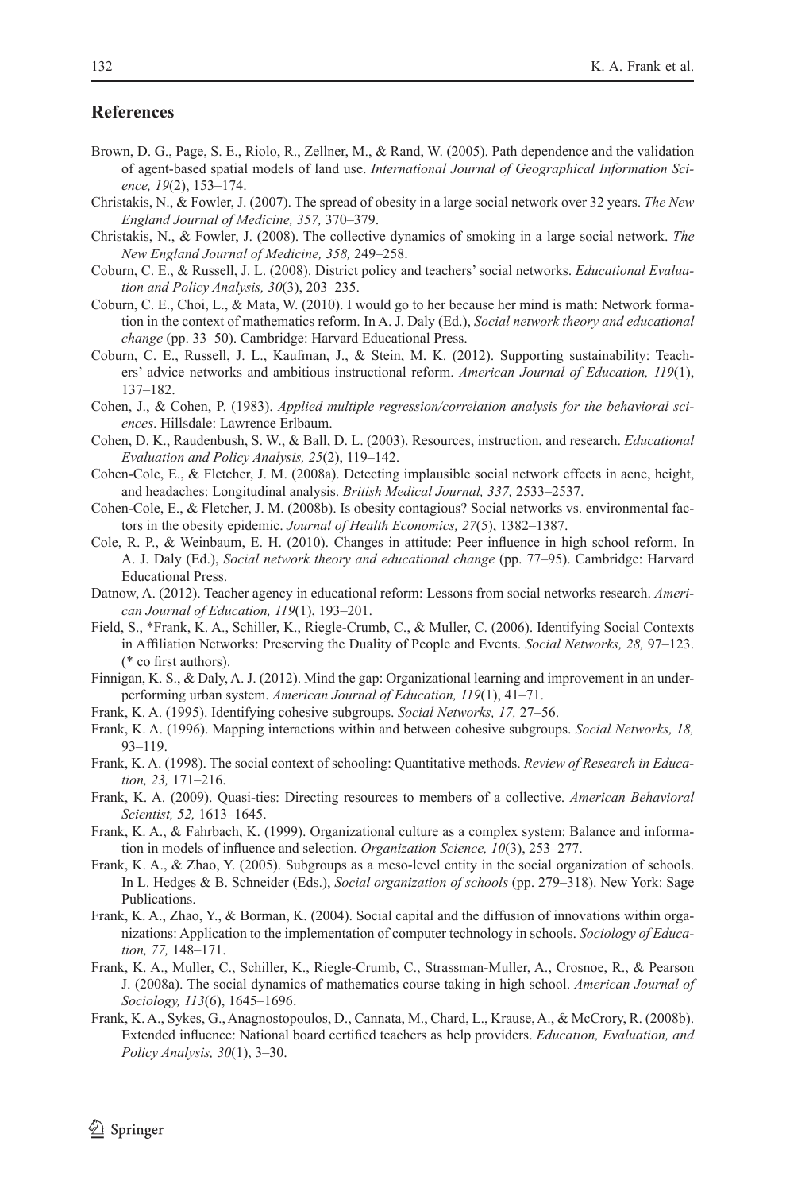## References

Brown, D. G., Page, S. E., Riolo, R., Zellner, M., & Rand, W. (2005). Path dependence and the validation of agent-based spatial models of land use. *International Journal of Geographical Information Science, 19*(2), 153–174.

Christakis, N., & Fowler, J. (2007). The spread of obesity in a large social network over 32 years. *The New England Journal of Medicine, 357,* 370–379.

Christakis, N., & Fowler, J. (2008). The collective dynamics of smoking in a large social network. *The New England Journal of Medicine, 358,* 249–258.

Coburn, C. E., & Russell, J. L. (2008). District policy and teachers' social networks. *Educational Evaluation and Policy Analysis, 30*(3), 203–235.

Coburn, C. E., Choi, L., & Mata, W. (2010). I would go to her because her mind is math: Network formation in the context of mathematics reform. In A. J. Daly (Ed.), *Social network theory and educational change* (pp. 33–50). Cambridge: Harvard Educational Press.

Coburn, C. E., Russell, J. L., Kaufman, J., & Stein, M. K. (2012). Supporting sustainability: Teachers' advice networks and ambitious instructional reform. *American Journal of Education, 119*(1), 137–182.

Cohen, J., & Cohen, P. (1983). *Applied multiple regression/correlation analysis for the behavioral sciences*. Hillsdale: Lawrence Erlbaum.

Cohen, D. K., Raudenbush, S. W., & Ball, D. L. (2003). Resources, instruction, and research. *Educational Evaluation and Policy Analysis, 25*(2), 119–142.

Cohen-Cole, E., & Fletcher, J. M. (2008a). Detecting implausible social network effects in acne, height, and headaches: Longitudinal analysis. *British Medical Journal, 337,* 2533–2537.

Cohen-Cole, E., & Fletcher, J. M. (2008b). Is obesity contagious? Social networks vs. environmental factors in the obesity epidemic. *Journal of Health Economics, 27*(5), 1382–1387.

Cole, R. P., & Weinbaum, E. H. (2010). Changes in attitude: Peer influence in high school reform. In A. J. Daly (Ed.), *Social network theory and educational change* (pp. 77–95). Cambridge: Harvard Educational Press.

Datnow, A. (2012). Teacher agency in educational reform: Lessons from social networks research. *American Journal of Education, 119*(1), 193–201.

Field, S., *Frank, K. A., Schiller, K., Riegle-Crumb, C., & Muller, C. (2006). Identifying Social Contexts in Affiliation Networks: Preserving the Duality of People and Events. *Social Networks, 28,* 97–123. (* co first authors).

Finnigan, K. S., & Daly, A. J. (2012). Mind the gap: Organizational learning and improvement in an underperforming urban system. *American Journal of Education, 119*(1), 41–71.

Frank, K. A. (1995). Identifying cohesive subgroups. *Social Networks, 17,* 27–56.

Frank, K. A. (1996). Mapping interactions within and between cohesive subgroups. *Social Networks, 18,* 93–119.

Frank, K. A. (1998). The social context of schooling: Quantitative methods. *Review of Research in Education, 23,* 171–216.

Frank, K. A. (2009). Quasi-ties: Directing resources to members of a collective. *American Behavioral Scientist, 52,* 1613–1645.

Frank, K. A., & Fahrbach, K. (1999). Organizational culture as a complex system: Balance and information in models of influence and selection. *Organization Science, 10*(3), 253–277.

Frank, K. A., & Zhao, Y. (2005). Subgroups as a meso-level entity in the social organization of schools. In L. Hedges & B. Schneider (Eds.), *Social organization of schools* (pp. 279–318). New York: Sage Publications.

Frank, K. A., Zhao, Y., & Borman, K. (2004). Social capital and the diffusion of innovations within organizations: Application to the implementation of computer technology in schools. *Sociology of Education, 77,* 148–171.

Frank, K. A., Muller, C., Schiller, K., Riegle-Crumb, C., Strassman-Muller, A., Crosnoe, R., & Pearson J. (2008a). The social dynamics of mathematics course taking in high school. *American Journal of Sociology, 113*(6), 1645–1696.

Frank, K. A., Sykes, G., Anagnostopoulos, D., Cannata, M., Chard, L., Krause, A., & McCrory, R. (2008b). Extended influence: National board certified teachers as help providers. *Education, Evaluation, and Policy Analysis, 30*(1), 3–30.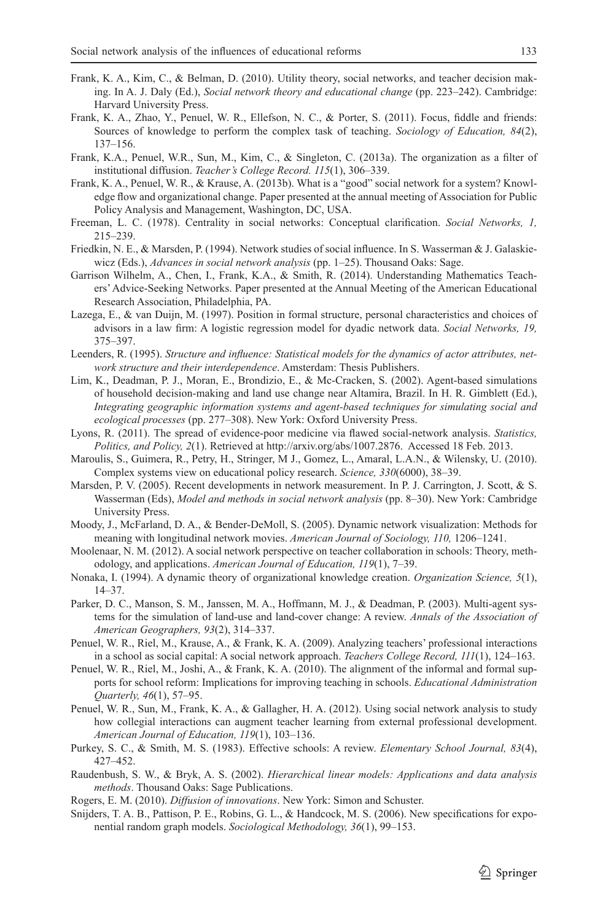Frank, K. A., Kim, C., & Belman, D. (2010). Utility theory, social networks, and teacher decision making. In A. J. Daly (Ed.), *Social network theory and educational change* (pp. 223–242). Cambridge: Harvard University Press.

Frank, K. A., Zhao, Y., Penuel, W. R., Ellefson, N. C., & Porter, S. (2011). Focus, fiddle and friends: Sources of knowledge to perform the complex task of teaching. *Sociology of Education, 84*(2), 137–156.

Frank, K.A., Penuel, W.R., Sun, M., Kim, C., & Singleton, C. (2013a). The organization as a filter of institutional diffusion. *Teacher's College Record. 115*(1), 306–339.

Frank, K. A., Penuel, W. R., & Krause, A. (2013b). What is a "good" social network for a system? Knowledge flow and organizational change. Paper presented at the annual meeting of Association for Public Policy Analysis and Management, Washington, DC, USA.

Freeman, L. C. (1978). Centrality in social networks: Conceptual clarification. *Social Networks, 1,* 215–239.

Friedkin, N. E., & Marsden, P. (1994). Network studies of social influence. In S. Wasserman & J. Galaskiewicz (Eds.), *Advances in social network analysis* (pp. 1–25). Thousand Oaks: Sage.

Garrison Wilhelm, A., Chen, I., Frank, K.A., & Smith, R. (2014). Understanding Mathematics Teachers' Advice-Seeking Networks. Paper presented at the Annual Meeting of the American Educational Research Association, Philadelphia, PA.

Lazega, E., & van Duijn, M. (1997). Position in formal structure, personal characteristics and choices of advisors in a law firm: A logistic regression model for dyadic network data. *Social Networks, 19,* 375–397.

Leenders, R. (1995). *Structure and influence: Statistical models for the dynamics of actor attributes, network structure and their interdependence*. Amsterdam: Thesis Publishers.

Lim, K., Deadman, P. J., Moran, E., Brondizio, E., & Mc-Cracken, S. (2002). Agent-based simulations of household decision-making and land use change near Altamira, Brazil. In H. R. Gimblett (Ed.), *Integrating geographic information systems and agent-based techniques for simulating social and ecological processes* (pp. 277–308). New York: Oxford University Press.

Lyons, R. (2011). The spread of evidence-poor medicine via flawed social-network analysis. *Statistics, Politics, and Policy, 2*(1). Retrieved at http://arxiv.org/abs/1007.2876. Accessed 18 Feb. 2013.

Maroulis, S., Guimera, R., Petry, H., Stringer, M J., Gomez, L., Amaral, L.A.N., & Wilensky, U. (2010). Complex systems view on educational policy research. *Science, 330*(6000), 38–39.

Marsden, P. V. (2005). Recent developments in network measurement. In P. J. Carrington, J. Scott, & S. Wasserman (Eds), *Model and methods in social network analysis* (pp. 8–30). New York: Cambridge University Press.

Moody, J., McFarland, D. A., & Bender-DeMoll, S. (2005). Dynamic network visualization: Methods for meaning with longitudinal network movies. *American Journal of Sociology, 110,* 1206–1241.

Moolenaar, N. M. (2012). A social network perspective on teacher collaboration in schools: Theory, methodology, and applications. *American Journal of Education, 119*(1), 7–39.

Nonaka, I. (1994). A dynamic theory of organizational knowledge creation. *Organization Science, 5*(1), 14–37.

Parker, D. C., Manson, S. M., Janssen, M. A., Hoffmann, M. J., & Deadman, P. (2003). Multi-agent systems for the simulation of land-use and land-cover change: A review. *Annals of the Association of American Geographers, 93*(2), 314–337.

Penuel, W. R., Riel, M., Krause, A., & Frank, K. A. (2009). Analyzing teachers' professional interactions in a school as social capital: A social network approach. *Teachers College Record, 111*(1), 124–163.

Penuel, W. R., Riel, M., Joshi, A., & Frank, K. A. (2010). The alignment of the informal and formal supports for school reform: Implications for improving teaching in schools. *Educational Administration Quarterly, 46*(1), 57–95.

Penuel, W. R., Sun, M., Frank, K. A., & Gallagher, H. A. (2012). Using social network analysis to study how collegial interactions can augment teacher learning from external professional development. *American Journal of Education, 119*(1), 103–136.

Purkey, S. C., & Smith, M. S. (1983). Effective schools: A review. *Elementary School Journal, 83*(4), 427–452.

Raudenbush, S. W., & Bryk, A. S. (2002). *Hierarchical linear models: Applications and data analysis methods*. Thousand Oaks: Sage Publications.

Rogers, E. M. (2010). *Diffusion of innovations*. New York: Simon and Schuster.

Snijders, T. A. B., Pattison, P. E., Robins, G. L., & Handcock, M. S. (2006). New specifications for exponential random graph models. *Sociological Methodology, 36*(1), 99–153.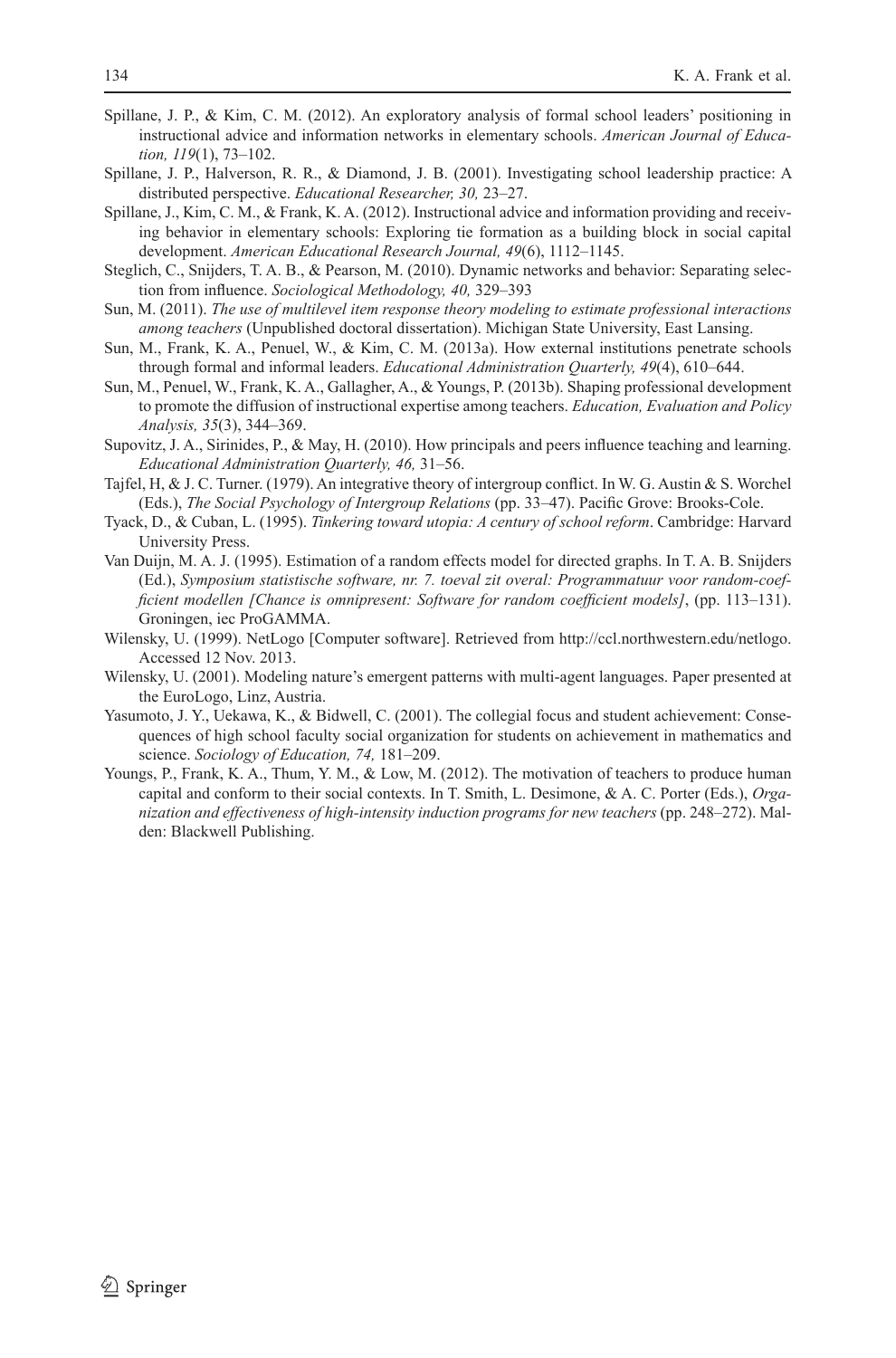Spillane, J. P., & Kim, C. M. (2012). An exploratory analysis of formal school leaders' positioning in instructional advice and information networks in elementary schools. *American Journal of Education, 119*(1), 73–102.

Spillane, J. P., Halverson, R. R., & Diamond, J. B. (2001). Investigating school leadership practice: A distributed perspective. *Educational Researcher, 30,* 23–27.

Spillane, J., Kim, C. M., & Frank, K. A. (2012). Instructional advice and information providing and receiving behavior in elementary schools: Exploring tie formation as a building block in social capital development. *American Educational Research Journal, 49*(6), 1112–1145.

Steglich, C., Snijders, T. A. B., & Pearson, M. (2010). Dynamic networks and behavior: Separating selection from influence. *Sociological Methodology, 40,* 329–393

Sun, M. (2011). *The use of multilevel item response theory modeling to estimate professional interactions among teachers* (Unpublished doctoral dissertation). Michigan State University, East Lansing.

Sun, M., Frank, K. A., Penuel, W., & Kim, C. M. (2013a). How external institutions penetrate schools through formal and informal leaders. *Educational Administration Quarterly, 49*(4), 610–644.

Sun, M., Penuel, W., Frank, K. A., Gallagher, A., & Youngs, P. (2013b). Shaping professional development to promote the diffusion of instructional expertise among teachers. *Education, Evaluation and Policy Analysis, 35*(3), 344–369.

Supovitz, J. A., Sirinides, P., & May, H. (2010). How principals and peers influence teaching and learning. *Educational Administration Quarterly, 46,* 31–56.

Tajfel, H, & J. C. Turner. (1979). An integrative theory of intergroup conflict. In W. G. Austin & S. Worchel (Eds.), *The Social Psychology of Intergroup Relations* (pp. 33–47). Pacific Grove: Brooks-Cole.

Tyack, D., & Cuban, L. (1995). *Tinkering toward utopia: A century of school reform*. Cambridge: Harvard University Press.

Van Duijn, M. A. J. (1995). Estimation of a random effects model for directed graphs. In T. A. B. Snijders (Ed.), *Symposium statistische software, nr. 7. toeval zit overal: Programmatuur voor random-coefficient modellen [Chance is omnipresent: Software for random coefficient models]*, (pp. 113–131). Groningen, iec ProGAMMA.

Wilensky, U. (1999). NetLogo [Computer software]. Retrieved from http://ccl.northwestern.edu/netlogo. Accessed 12 Nov. 2013.

Wilensky, U. (2001). Modeling nature's emergent patterns with multi-agent languages. Paper presented at the EuroLogo, Linz, Austria.

Yasumoto, J. Y., Uekawa, K., & Bidwell, C. (2001). The collegial focus and student achievement: Consequences of high school faculty social organization for students on achievement in mathematics and science. *Sociology of Education, 74,* 181–209.

Youngs, P., Frank, K. A., Thum, Y. M., & Low, M. (2012). The motivation of teachers to produce human capital and conform to their social contexts. In T. Smith, L. Desimone, & A. C. Porter (Eds.), *Organization and effectiveness of high-intensity induction programs for new teachers* (pp. 248–272). Malden: Blackwell Publishing.